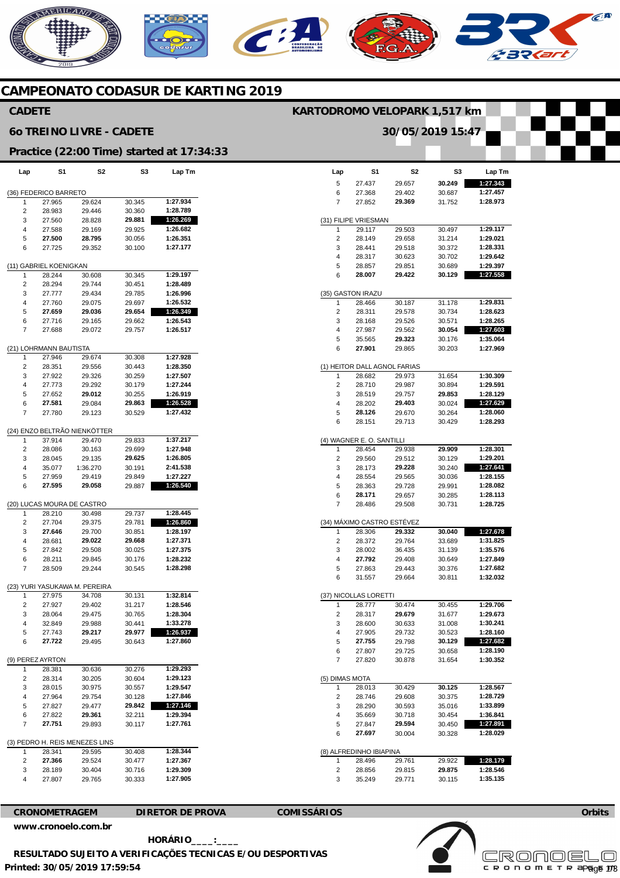# CAMPEONATO CODASUR DE KARTING 2019

## CADETE

**KARTODROMO VELOPARK 1,517 km**

## 6o TREINO LIVRE - CADETE

**30/05/2019 15:47**

### Practice (22:00 Time) started at 17:34:33

| Lap | S1 | S2 | S3 | Lap Tm |
|---|---|---|---|---|
| **(36) FEDERICO BARRETO** | | | | |
| 1 | 27.965 | 29.624 | 30.345 | 1:27.934 |
| 2 | 28.983 | 29.446 | 30.360 | 1:28.789 |
| 3 | 27.560 | 28.828 | **29.881** | **1:26.269** |
| 4 | 27.588 | 29.169 | 29.925 | 1:26.682 |
| 5 | **27.500** | **28.795** | 30.056 | 1:26.351 |
| 6 | 27.725 | 29.352 | 30.100 | 1:27.177 |
| **(11) GABRIEL KOENIGKAN** | | | | |
| 1 | 28.244 | 30.608 | 30.345 | 1:29.197 |
| 2 | 28.294 | 29.744 | 30.451 | 1:28.489 |
| 3 | 27.777 | 29.434 | 29.785 | 1:26.996 |
| 4 | 27.760 | 29.075 | 29.697 | 1:26.532 |
| 5 | **27.659** | **29.036** | **29.654** | **1:26.349** |
| 6 | 27.716 | 29.165 | 29.662 | 1:26.543 |
| 7 | 27.688 | 29.072 | 29.757 | 1:26.517 |
| **(21) LOHRMANN BAUTISTA** | | | | |
| 1 | 27.946 | 29.674 | 30.308 | 1:27.928 |
| 2 | 28.351 | 29.556 | 30.443 | 1:28.350 |
| 3 | 27.922 | 29.326 | 30.259 | 1:27.507 |
| 4 | 27.773 | 29.292 | 30.179 | 1:27.244 |
| 5 | 27.652 | **29.012** | 30.255 | 1:26.919 |
| 6 | **27.581** | 29.084 | **29.863** | **1:26.528** |
| 7 | 27.780 | 29.123 | 30.529 | 1:27.432 |
| **(24) ENZO BELTRÃO NIENKÖTTER** | | | | |
| 1 | 37.914 | 29.470 | 29.833 | 1:37.217 |
| 2 | 28.086 | 30.163 | 29.699 | 1:27.948 |
| 3 | 28.045 | 29.135 | **29.625** | 1:26.805 |
| 4 | 35.077 | 1:36.270 | 30.191 | 2:41.538 |
| 5 | 27.959 | 29.419 | 29.849 | 1:27.227 |
| 6 | **27.595** | **29.058** | 29.887 | **1:26.540** |
| **(20) LUCAS MOURA DE CASTRO** | | | | |
| 1 | 28.210 | 30.498 | 29.737 | 1:28.445 |
| 2 | 27.704 | 29.375 | 29.781 | **1:26.860** |
| 3 | **27.646** | 29.700 | 30.851 | 1:28.197 |
| 4 | 28.681 | **29.022** | **29.668** | 1:27.371 |
| 5 | 27.842 | 29.508 | 30.025 | 1:27.375 |
| 6 | 28.211 | 29.845 | 30.176 | 1:28.232 |
| 7 | 28.509 | 29.244 | 30.545 | 1:28.298 |
| **(23) YURI YASUKAWA M. PEREIRA** | | | | |
| 1 | 27.975 | 34.708 | 30.131 | 1:32.814 |
| 2 | 27.927 | 29.402 | 31.217 | 1:28.546 |
| 3 | 28.064 | 29.475 | 30.765 | 1:28.304 |
| 4 | 32.849 | 29.988 | 30.441 | 1:33.278 |
| 5 | 27.743 | **29.217** | **29.977** | **1:26.937** |
| 6 | **27.722** | 29.495 | 30.643 | 1:27.860 |
| **(9) PEREZ AYRTON** | | | | |
| 1 | 28.381 | 30.636 | 30.276 | 1:29.293 |
| 2 | 28.314 | 30.205 | 30.604 | 1:29.123 |
| 3 | 28.015 | 30.975 | 30.557 | 1:29.547 |
| 4 | 27.964 | 29.754 | 30.128 | 1:27.846 |
| 5 | 27.827 | 29.477 | **29.842** | **1:27.146** |
| 6 | 27.822 | **29.361** | 32.211 | 1:29.394 |
| 7 | **27.751** | 29.893 | 30.117 | 1:27.761 |
| **(3) PEDRO H. REIS MENEZES LINS** | | | | |
| 1 | 28.341 | 29.595 | 30.408 | 1:28.344 |
| 2 | **27.366** | 29.524 | 30.477 | 1:27.367 |
| 3 | 28.189 | 30.404 | 30.716 | 1:29.309 |
| 4 | 27.807 | 29.765 | 30.333 | 1:27.905 |
| 5 | 27.437 | 29.657 | **30.249** | **1:27.343** |
| 6 | 27.368 | 29.402 | 30.687 | 1:27.457 |
| 7 | 27.852 | **29.369** | 31.752 | 1:28.973 |
| **(31) FILIPE VRIESMAN** | | | | |
| 1 | 29.117 | 29.503 | 30.497 | 1:29.117 |
| 2 | 28.149 | 29.658 | 31.214 | 1:29.021 |
| 3 | 28.441 | 29.518 | 30.372 | 1:28.331 |
| 4 | 28.317 | 30.623 | 30.702 | 1:29.642 |
| 5 | 28.857 | 29.851 | 30.689 | 1:29.397 |
| 6 | **28.007** | **29.422** | **30.129** | **1:27.558** |
| **(35) GASTON IRAZU** | | | | |
| 1 | 28.466 | 30.187 | 31.178 | 1:29.831 |
| 2 | 28.311 | 29.578 | 30.734 | 1:28.623 |
| 3 | 28.168 | 29.526 | 30.571 | 1:28.265 |
| 4 | 27.987 | 29.562 | **30.054** | **1:27.603** |
| 5 | 35.565 | **29.323** | 30.176 | 1:35.064 |
| 6 | **27.901** | 29.865 | 30.203 | 1:27.969 |
| **(1) HEITOR DALL AGNOL FARIAS** | | | | |
| 1 | 28.682 | 29.973 | 31.654 | 1:30.309 |
| 2 | 28.710 | 29.987 | 30.894 | 1:29.591 |
| 3 | 28.519 | 29.757 | **29.853** | 1:28.129 |
| 4 | 28.202 | **29.403** | 30.024 | **1:27.629** |
| 5 | **28.126** | 29.670 | 30.264 | 1:28.060 |
| 6 | 28.151 | 29.713 | 30.429 | 1:28.293 |
| **(4) WAGNER E. O. SANTILLI** | | | | |
| 1 | 28.454 | 29.938 | **29.909** | 1:28.301 |
| 2 | 29.560 | 29.512 | 30.129 | 1:29.201 |
| 3 | 28.173 | **29.228** | 30.240 | **1:27.641** |
| 4 | 28.554 | 29.565 | 30.036 | 1:28.155 |
| 5 | 28.363 | 29.728 | 29.991 | 1:28.082 |
| 6 | **28.171** | 29.657 | 30.285 | 1:28.113 |
| 7 | 28.486 | 29.508 | 30.731 | 1:28.725 |
| **(34) MÁXIMO CASTRO ESTÉVEZ** | | | | |
| 1 | 28.306 | **29.332** | **30.040** | **1:27.678** |
| 2 | 28.372 | 29.764 | 33.689 | 1:31.825 |
| 3 | 28.002 | 36.435 | 31.139 | 1:35.576 |
| 4 | **27.792** | 29.408 | 30.649 | 1:27.849 |
| 5 | 27.863 | 29.443 | 30.376 | 1:27.682 |
| 6 | 31.557 | 29.664 | 30.811 | 1:32.032 |
| **(37) NICOLLAS LORETTI** | | | | |
| 1 | 28.777 | 30.474 | 30.455 | 1:29.706 |
| 2 | 28.317 | **29.679** | 31.677 | 1:29.673 |
| 3 | 28.600 | 30.633 | 31.008 | 1:30.241 |
| 4 | 27.905 | 29.732 | 30.523 | 1:28.160 |
| 5 | **27.755** | 29.798 | **30.129** | **1:27.682** |
| 6 | 27.807 | 29.725 | 30.658 | 1:28.190 |
| 7 | 27.820 | 30.878 | 31.654 | 1:30.352 |
| **(5) DIMAS MOTA** | | | | |
| 1 | 28.013 | 30.429 | **30.125** | 1:28.567 |
| 2 | 28.746 | 29.608 | 30.375 | 1:28.729 |
| 3 | 28.290 | 30.593 | 35.016 | 1:33.899 |
| 4 | 35.669 | 30.718 | 30.454 | 1:36.841 |
| 5 | 27.847 | **29.594** | 30.450 | **1:27.891** |
| 6 | **27.697** | 30.004 | 30.328 | 1:28.029 |
| **(8) ALFREDINHO IBIAPINA** | | | | |
| 1 | 28.496 | 29.761 | 29.922 | **1:28.179** |
| 2 | 28.856 | 29.815 | **29.875** | 1:28.546 |
| 3 | 35.249 | 29.771 | 30.115 | 1:35.135 |

**CRONOMETRAGEM** — **DIRETOR DE PROVA** — **COMISSÁRIOS**

Orbits

**www.cronoelo.com.br**

**HORÁRIO____:____**

**RESULTADO SUJEITO A VERIFICAÇÕES TECNICAS E/OU DESPORTIVAS**

**Printed: 30/05/2019 17:59:54**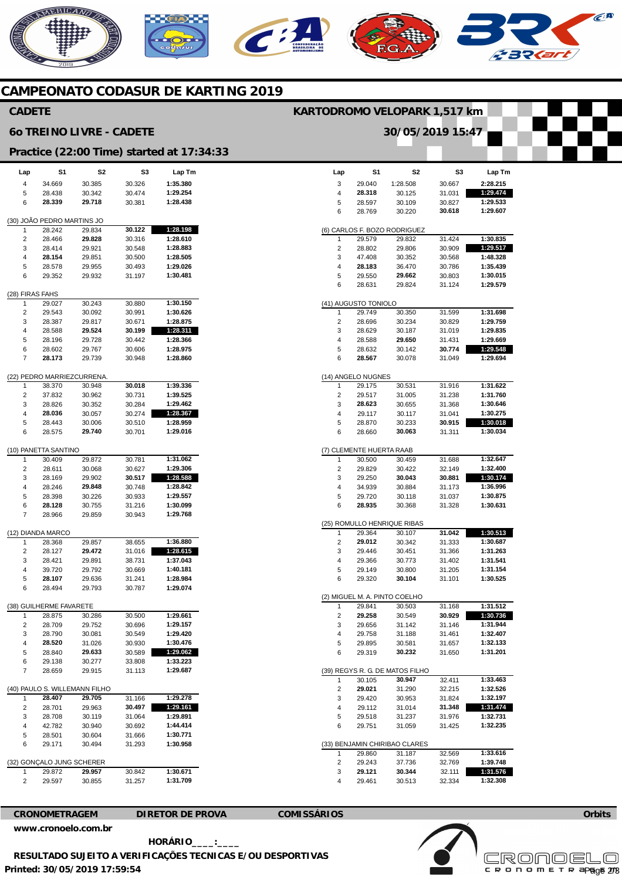# CAMPEONATO CODASUR DE KARTING 2019

## CADETE

**KARTODROMO VELOPARK 1,517 km**

## 6o TREINO LIVRE - CADETE

**30/05/2019 15:47**

### Practice (22:00 Time) started at 17:34:33

| Lap | S1 | S2 | S3 | Lap Tm |
|---|---|---|---|---|
| 4 | 34.669 | 30.385 | 30.326 | 1:35.380 |
| 5 | 28.438 | 30.342 | 30.474 | 1:29.254 |
| 6 | **28.339** | **29.718** | 30.381 | 1:28.438 |

(30) JOÃO PEDRO MARTINS JO

| Lap | S1 | S2 | S3 | Lap Tm |
|---|---|---|---|---|
| 1 | 28.242 | 29.834 | **30.122** | **1:28.198** |
| 2 | 28.466 | **29.828** | 30.316 | 1:28.610 |
| 3 | 28.414 | 29.921 | 30.548 | 1:28.883 |
| 4 | **28.154** | 29.851 | 30.500 | 1:28.505 |
| 5 | 28.578 | 29.955 | 30.493 | 1:29.026 |
| 6 | 29.352 | 29.932 | 31.197 | 1:30.481 |

(28) FIRAS FAHS

| Lap | S1 | S2 | S3 | Lap Tm |
|---|---|---|---|---|
| 1 | 29.027 | 30.243 | 30.880 | 1:30.150 |
| 2 | 29.543 | 30.092 | 30.991 | 1:30.626 |
| 3 | 28.387 | 29.817 | 30.671 | 1:28.875 |
| 4 | 28.588 | **29.524** | **30.199** | **1:28.311** |
| 5 | 28.196 | 29.728 | 30.442 | 1:28.366 |
| 6 | 28.602 | 29.767 | 30.606 | 1:28.975 |
| 7 | **28.173** | 29.739 | 30.948 | 1:28.860 |

(22) PEDRO MARRIEZCURRENA.

| Lap | S1 | S2 | S3 | Lap Tm |
|---|---|---|---|---|
| 1 | 38.370 | 30.948 | **30.018** | 1:39.336 |
| 2 | 37.832 | 30.962 | 30.731 | 1:39.525 |
| 3 | 28.826 | 30.352 | 30.284 | 1:29.462 |
| 4 | **28.036** | 30.057 | 30.274 | **1:28.367** |
| 5 | 28.443 | 30.006 | 30.510 | 1:28.959 |
| 6 | 28.575 | **29.740** | 30.701 | 1:29.016 |

(10) PANETTA SANTINO

| Lap | S1 | S2 | S3 | Lap Tm |
|---|---|---|---|---|
| 1 | 30.409 | 29.872 | 30.781 | 1:31.062 |
| 2 | 28.611 | 30.068 | 30.627 | 1:29.306 |
| 3 | 28.169 | 29.902 | **30.517** | **1:28.588** |
| 4 | 28.246 | **29.848** | 30.748 | 1:28.842 |
| 5 | 28.398 | 30.226 | 30.933 | 1:29.557 |
| 6 | **28.128** | 30.755 | 31.216 | 1:30.099 |
| 7 | 28.966 | 29.859 | 30.943 | 1:29.768 |

(12) DIANDA MARCO

| Lap | S1 | S2 | S3 | Lap Tm |
|---|---|---|---|---|
| 1 | 28.368 | 29.857 | 38.655 | 1:36.880 |
| 2 | 28.127 | **29.472** | 31.016 | **1:28.615** |
| 3 | 28.421 | 29.891 | 38.731 | 1:37.043 |
| 4 | 39.720 | 29.792 | 30.669 | 1:40.181 |
| 5 | **28.107** | 29.636 | 31.241 | 1:28.984 |
| 6 | 28.494 | 29.793 | 30.787 | 1:29.074 |

(38) GUILHERME FAVARETE

| Lap | S1 | S2 | S3 | Lap Tm |
|---|---|---|---|---|
| 1 | 28.875 | 30.286 | 30.500 | 1:29.661 |
| 2 | 28.709 | 29.752 | 30.696 | 1:29.157 |
| 3 | 28.790 | 30.081 | 30.549 | 1:29.420 |
| 4 | **28.520** | 31.026 | 30.930 | 1:30.476 |
| 5 | 28.840 | **29.633** | 30.589 | **1:29.062** |
| 6 | 29.138 | 30.277 | 33.808 | 1:33.223 |
| 7 | 28.659 | 29.915 | 31.113 | 1:29.687 |

(40) PAULO S. WILLEMANN FILHO

| Lap | S1 | S2 | S3 | Lap Tm |
|---|---|---|---|---|
| 1 | **28.407** | **29.705** | 31.166 | 1:29.278 |
| 2 | 28.701 | 29.963 | **30.497** | **1:29.161** |
| 3 | 28.708 | 30.119 | 31.064 | 1:29.891 |
| 4 | 42.782 | 30.940 | 30.692 | 1:44.414 |
| 5 | 28.501 | 30.604 | 31.666 | 1:30.771 |
| 6 | 29.171 | 30.494 | 31.293 | 1:30.958 |

(32) GONÇALO JUNG SCHERER

| Lap | S1 | S2 | S3 | Lap Tm |
|---|---|---|---|---|
| 1 | 29.872 | **29.957** | 30.842 | **1:30.671** |
| 2 | 29.597 | 30.855 | 31.257 | 1:31.709 |

| Lap | S1 | S2 | S3 | Lap Tm |
|---|---|---|---|---|
| 3 | 29.040 | 1:28.508 | 30.667 | 2:28.215 |
| 4 | **28.318** | 30.125 | 31.031 | **1:29.474** |
| 5 | 28.597 | 30.109 | 30.827 | 1:29.533 |
| 6 | 28.769 | 30.220 | **30.618** | 1:29.607 |

(6) CARLOS F. BOZO RODRIGUEZ

| Lap | S1 | S2 | S3 | Lap Tm |
|---|---|---|---|---|
| 1 | 29.579 | 29.832 | 31.424 | 1:30.835 |
| 2 | 28.802 | 29.806 | **30.909** | **1:29.517** |
| 3 | 47.408 | 30.352 | 30.568 | 1:48.328 |
| 4 | **28.183** | 36.470 | 30.786 | 1:35.439 |
| 5 | 29.550 | **29.662** | 30.803 | 1:30.015 |
| 6 | 28.631 | 29.824 | 31.124 | 1:29.579 |

(41) AUGUSTO TONIOLO

| Lap | S1 | S2 | S3 | Lap Tm |
|---|---|---|---|---|
| 1 | 29.749 | 30.350 | 31.599 | 1:31.698 |
| 2 | 28.696 | 30.234 | 30.829 | 1:29.759 |
| 3 | 28.629 | 30.187 | 31.019 | 1:29.835 |
| 4 | 28.588 | **29.650** | 31.431 | 1:29.669 |
| 5 | 28.632 | 30.142 | **30.774** | **1:29.548** |
| 6 | **28.567** | 30.078 | 31.049 | 1:29.694 |

(14) ANGELO NUGNES

| Lap | S1 | S2 | S3 | Lap Tm |
|---|---|---|---|---|
| 1 | 29.175 | 30.531 | 31.916 | 1:31.622 |
| 2 | 29.517 | 31.005 | 31.238 | 1:31.760 |
| 3 | **28.623** | 30.655 | 31.368 | 1:30.646 |
| 4 | 29.117 | 30.117 | 31.041 | 1:30.275 |
| 5 | 28.870 | 30.233 | **30.915** | **1:30.018** |
| 6 | 28.660 | **30.063** | 31.311 | 1:30.034 |

(7) CLEMENTE HUERTA RAAB

| Lap | S1 | S2 | S3 | Lap Tm |
|---|---|---|---|---|
| 1 | 30.500 | 30.459 | 31.688 | 1:32.647 |
| 2 | 29.829 | 30.422 | 32.149 | 1:32.400 |
| 3 | 29.250 | **30.043** | **30.881** | **1:30.174** |
| 4 | 34.939 | 30.884 | 31.173 | 1:36.996 |
| 5 | 29.720 | 30.118 | 31.037 | 1:30.875 |
| 6 | **28.935** | 30.368 | 31.328 | 1:30.631 |

(25) ROMULLO HENRIQUE RIBAS

| Lap | S1 | S2 | S3 | Lap Tm |
|---|---|---|---|---|
| 1 | 29.364 | 30.107 | **31.042** | **1:30.513** |
| 2 | **29.012** | 30.342 | 31.333 | 1:30.687 |
| 3 | 29.446 | 30.451 | 31.366 | 1:31.263 |
| 4 | 29.366 | 30.773 | 31.402 | 1:31.541 |
| 5 | 29.149 | 30.800 | 31.205 | 1:31.154 |
| 6 | 29.320 | **30.104** | 31.101 | 1:30.525 |

(2) MIGUEL M. A. PINTO COELHO

| Lap | S1 | S2 | S3 | Lap Tm |
|---|---|---|---|---|
| 1 | 29.841 | 30.503 | 31.168 | 1:31.512 |
| 2 | **29.258** | 30.549 | **30.929** | **1:30.736** |
| 3 | 29.656 | 31.142 | 31.146 | 1:31.944 |
| 4 | 29.758 | 31.188 | 31.461 | 1:32.407 |
| 5 | 29.895 | 30.581 | 31.657 | 1:32.133 |
| 6 | 29.319 | **30.232** | 31.650 | 1:31.201 |

(39) REGYS R. G. DE MATOS FILHO

| Lap | S1 | S2 | S3 | Lap Tm |
|---|---|---|---|---|
| 1 | 30.105 | **30.947** | 32.411 | 1:33.463 |
| 2 | **29.021** | 31.290 | 32.215 | 1:32.526 |
| 3 | 29.420 | 30.953 | 31.824 | 1:32.197 |
| 4 | 29.112 | 31.014 | **31.348** | **1:31.474** |
| 5 | 29.518 | 31.237 | 31.976 | 1:32.731 |
| 6 | 29.751 | 31.059 | 31.425 | 1:32.235 |

(33) BENJAMIN CHIRIBAO CLARES

| Lap | S1 | S2 | S3 | Lap Tm |
|---|---|---|---|---|
| 1 | 29.860 | 31.187 | 32.569 | 1:33.616 |
| 2 | 29.243 | 37.736 | 32.769 | 1:39.748 |
| 3 | **29.121** | **30.344** | 32.111 | **1:31.576** |
| 4 | 29.461 | 30.513 | 32.334 | 1:32.308 |

**CRONOMETRAGEM** **DIRETOR DE PROVA** **COMISSÁRIOS** **Orbits**

**www.cronoelo.com.br**

**HORÁRIO____:____**

**RESULTADO SUJEITO A VERIFICAÇÕES TECNICAS E/OU DESPORTIVAS**

**Printed: 30/05/2019 17:59:54**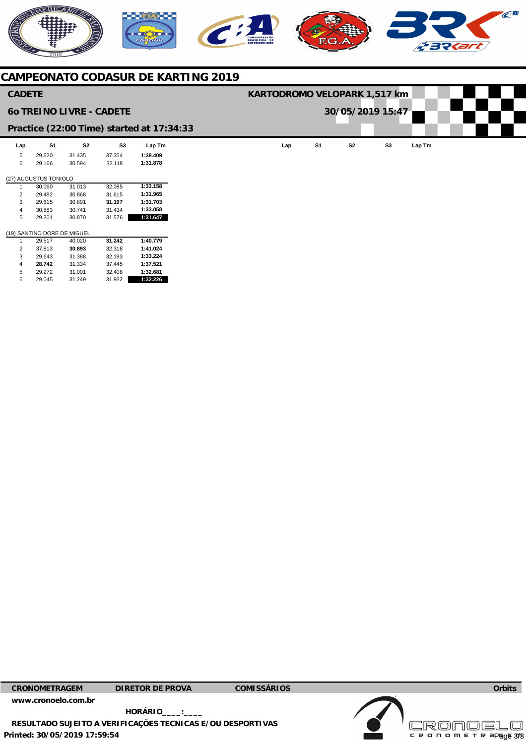# CAMPEONATO CODASUR DE KARTING 2019

**CADETE** — **KARTODROMO VELOPARK 1,517 km**

**6o TREINO LIVRE - CADETE** — **30/05/2019 15:47**

**Practice (22:00 Time) started at 17:34:33**

| Lap | S1 | S2 | S3 | Lap Tm |
|---|---|---|---|---|
| 5 | 29.620 | 31.435 | 37.354 | **1:38.409** |
| 6 | 29.166 | 30.594 | 32.118 | **1:31.878** |

(27) AUGUSTUS TONIOLO

| Lap | S1 | S2 | S3 | Lap Tm |
|---|---|---|---|---|
| 1 | 30.060 | 31.013 | 32.085 | **1:33.158** |
| 2 | 29.482 | 30.868 | 31.615 | **1:31.965** |
| 3 | 29.615 | 30.891 | **31.197** | **1:31.703** |
| 4 | 30.883 | 30.741 | 31.434 | **1:33.058** |
| 5 | 29.201 | 30.870 | 31.576 | **1:31.647** |

(19) SANTINO DORE DE MIGUEL

| Lap | S1 | S2 | S3 | Lap Tm |
|---|---|---|---|---|
| 1 | 29.517 | 40.020 | **31.242** | **1:40.779** |
| 2 | 37.813 | **30.893** | 32.318 | **1:41.024** |
| 3 | 29.643 | 31.388 | 32.193 | **1:33.224** |
| 4 | **28.742** | 31.334 | 37.445 | **1:37.521** |
| 5 | 29.272 | 31.001 | 32.408 | **1:32.681** |
| 6 | 29.045 | 31.249 | 31.932 | **1:32.226** |

**CRONOMETRAGEM** | **DIRETOR DE PROVA** | **COMISSÁRIOS** | **Orbits**

**www.cronoelo.com.br**

**HORÁRIO____:____**

**RESULTADO SUJEITO A VERIFICAÇÕES TECNICAS E/OU DESPORTIVAS**

**Printed: 30/05/2019 17:59:54**